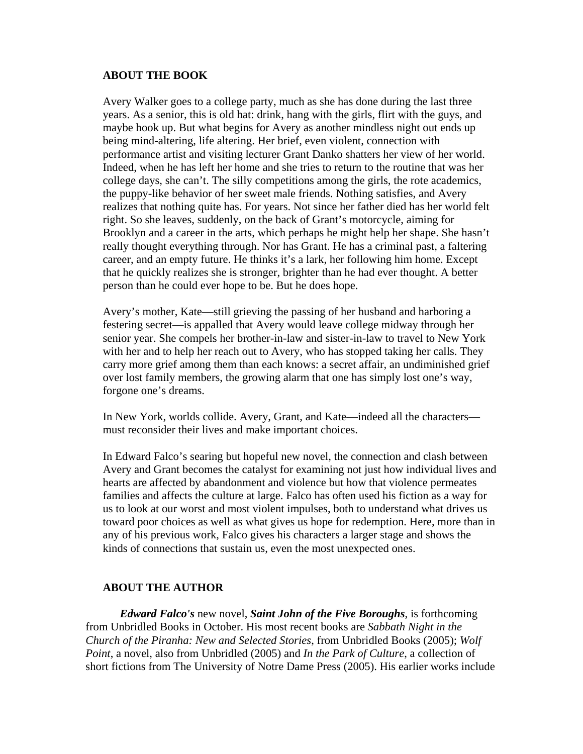## ABOUT THE BOOK

Avery Walker goes to a college party, much as she has done during the last three years. As a senior, this is old hat: drink, hang with the girls, flirt with the guys, and maybe hook up. But what begins for Avery as another mindless night out ends up being mind-altering, life altering. Her brief, even violent, connection with performance artist and visiting lecturer Grant Danko shatters her view of her world. Indeed, when he has left her home and she tries to return to the routine that was her college days, she can't. The silly competitions among the girls, the rote academics, the puppy-like behavior of her sweet male friends. Nothing satisfies, and Avery realizes that nothing quite has. For years. Not since her father died has her world felt right. So she leaves, suddenly, on the back of Grant's motorcycle, aiming for Brooklyn and a career in the arts, which perhaps he might help her shape. She hasn't really thought everything through. Nor has Grant. He has a criminal past, a faltering career, and an empty future. He thinks it's a lark, her following him home. Except that he quickly realizes she is stronger, brighter than he had ever thought. A better person than he could ever hope to be. But he does hope.

Avery's mother, Kate—still grieving the passing of her husband and harboring a festering secret—is appalled that Avery would leave college midway through her senior year. She compels her brother-in-law and sister-in-law to travel to New York with her and to help her reach out to Avery, who has stopped taking her calls. They carry more grief among them than each knows: a secret affair, an undiminished grief over lost family members, the growing alarm that one has simply lost one's way, forgone one's dreams.

In New York, worlds collide. Avery, Grant, and Kate—indeed all the characters—must reconsider their lives and make important choices.

In Edward Falco's searing but hopeful new novel, the connection and clash between Avery and Grant becomes the catalyst for examining not just how individual lives and hearts are affected by abandonment and violence but how that violence permeates families and affects the culture at large. Falco has often used his fiction as a way for us to look at our worst and most violent impulses, both to understand what drives us toward poor choices as well as what gives us hope for redemption. Here, more than in any of his previous work, Falco gives his characters a larger stage and shows the kinds of connections that sustain us, even the most unexpected ones.

## ABOUT THE AUTHOR

***Edward Falco's*** new novel, ***Saint John of the Five Boroughs***, is forthcoming from Unbridled Books in October. His most recent books are *Sabbath Night in the Church of the Piranha: New and Selected Stories*, from Unbridled Books (2005); *Wolf Point*, a novel, also from Unbridled (2005) and *In the Park of Culture*, a collection of short fictions from The University of Notre Dame Press (2005). His earlier works include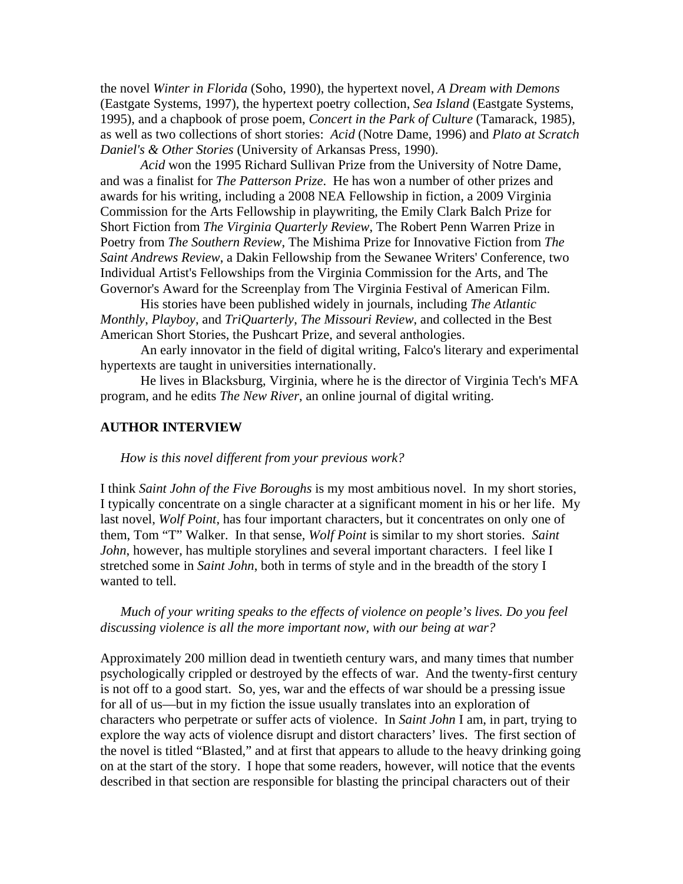the novel *Winter in Florida* (Soho, 1990), the hypertext novel, *A Dream with Demons* (Eastgate Systems, 1997), the hypertext poetry collection, *Sea Island* (Eastgate Systems, 1995), and a chapbook of prose poem, *Concert in the Park of Culture* (Tamarack, 1985), as well as two collections of short stories: *Acid* (Notre Dame, 1996) and *Plato at Scratch Daniel's & Other Stories* (University of Arkansas Press, 1990).

*Acid* won the 1995 Richard Sullivan Prize from the University of Notre Dame, and was a finalist for *The Patterson Prize*. He has won a number of other prizes and awards for his writing, including a 2008 NEA Fellowship in fiction, a 2009 Virginia Commission for the Arts Fellowship in playwriting, the Emily Clark Balch Prize for Short Fiction from *The Virginia Quarterly Review*, The Robert Penn Warren Prize in Poetry from *The Southern Review*, The Mishima Prize for Innovative Fiction from *The Saint Andrews Review*, a Dakin Fellowship from the Sewanee Writers' Conference, two Individual Artist's Fellowships from the Virginia Commission for the Arts, and The Governor's Award for the Screenplay from The Virginia Festival of American Film.

His stories have been published widely in journals, including *The Atlantic Monthly*, *Playboy*, and *TriQuarterly*, *The Missouri Review*, and collected in the Best American Short Stories, the Pushcart Prize, and several anthologies.

An early innovator in the field of digital writing, Falco's literary and experimental hypertexts are taught in universities internationally.

He lives in Blacksburg, Virginia, where he is the director of Virginia Tech's MFA program, and he edits *The New River*, an online journal of digital writing.

## AUTHOR INTERVIEW

*How is this novel different from your previous work?*

I think *Saint John of the Five Boroughs* is my most ambitious novel. In my short stories, I typically concentrate on a single character at a significant moment in his or her life. My last novel, *Wolf Point*, has four important characters, but it concentrates on only one of them, Tom "T" Walker. In that sense, *Wolf Point* is similar to my short stories. *Saint John*, however, has multiple storylines and several important characters. I feel like I stretched some in *Saint John*, both in terms of style and in the breadth of the story I wanted to tell.

*Much of your writing speaks to the effects of violence on people's lives. Do you feel discussing violence is all the more important now, with our being at war?*

Approximately 200 million dead in twentieth century wars, and many times that number psychologically crippled or destroyed by the effects of war. And the twenty-first century is not off to a good start. So, yes, war and the effects of war should be a pressing issue for all of us—but in my fiction the issue usually translates into an exploration of characters who perpetrate or suffer acts of violence. In *Saint John* I am, in part, trying to explore the way acts of violence disrupt and distort characters' lives. The first section of the novel is titled "Blasted," and at first that appears to allude to the heavy drinking going on at the start of the story. I hope that some readers, however, will notice that the events described in that section are responsible for blasting the principal characters out of their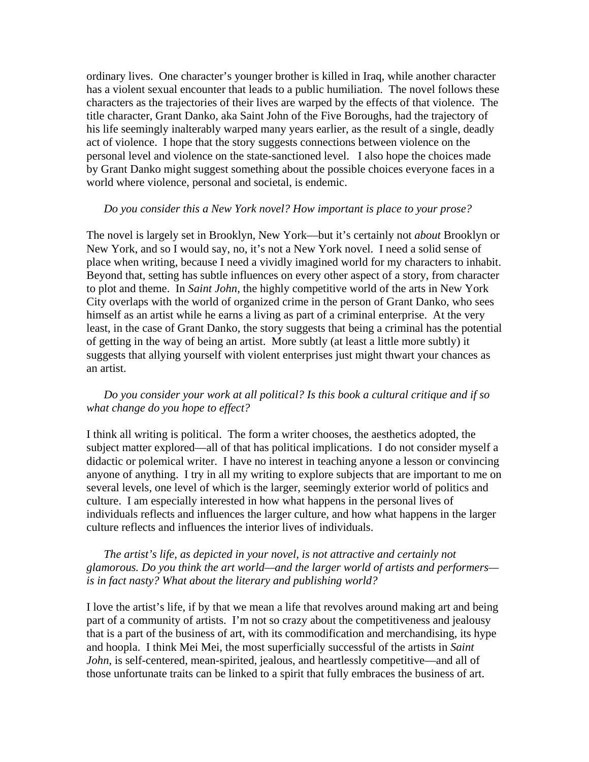ordinary lives. One character's younger brother is killed in Iraq, while another character has a violent sexual encounter that leads to a public humiliation. The novel follows these characters as the trajectories of their lives are warped by the effects of that violence. The title character, Grant Danko, aka Saint John of the Five Boroughs, had the trajectory of his life seemingly inalterably warped many years earlier, as the result of a single, deadly act of violence. I hope that the story suggests connections between violence on the personal level and violence on the state-sanctioned level. I also hope the choices made by Grant Danko might suggest something about the possible choices everyone faces in a world where violence, personal and societal, is endemic.

*Do you consider this a New York novel? How important is place to your prose?*

The novel is largely set in Brooklyn, New York—but it's certainly not *about* Brooklyn or New York, and so I would say, no, it's not a New York novel. I need a solid sense of place when writing, because I need a vividly imagined world for my characters to inhabit. Beyond that, setting has subtle influences on every other aspect of a story, from character to plot and theme. In *Saint John*, the highly competitive world of the arts in New York City overlaps with the world of organized crime in the person of Grant Danko, who sees himself as an artist while he earns a living as part of a criminal enterprise. At the very least, in the case of Grant Danko, the story suggests that being a criminal has the potential of getting in the way of being an artist. More subtly (at least a little more subtly) it suggests that allying yourself with violent enterprises just might thwart your chances as an artist.

*Do you consider your work at all political? Is this book a cultural critique and if so what change do you hope to effect?*

I think all writing is political. The form a writer chooses, the aesthetics adopted, the subject matter explored—all of that has political implications. I do not consider myself a didactic or polemical writer. I have no interest in teaching anyone a lesson or convincing anyone of anything. I try in all my writing to explore subjects that are important to me on several levels, one level of which is the larger, seemingly exterior world of politics and culture. I am especially interested in how what happens in the personal lives of individuals reflects and influences the larger culture, and how what happens in the larger culture reflects and influences the interior lives of individuals.

*The artist's life, as depicted in your novel, is not attractive and certainly not glamorous. Do you think the art world—and the larger world of artists and performers—is in fact nasty? What about the literary and publishing world?*

I love the artist's life, if by that we mean a life that revolves around making art and being part of a community of artists. I'm not so crazy about the competitiveness and jealousy that is a part of the business of art, with its commodification and merchandising, its hype and hoopla. I think Mei Mei, the most superficially successful of the artists in *Saint John*, is self-centered, mean-spirited, jealous, and heartlessly competitive—and all of those unfortunate traits can be linked to a spirit that fully embraces the business of art.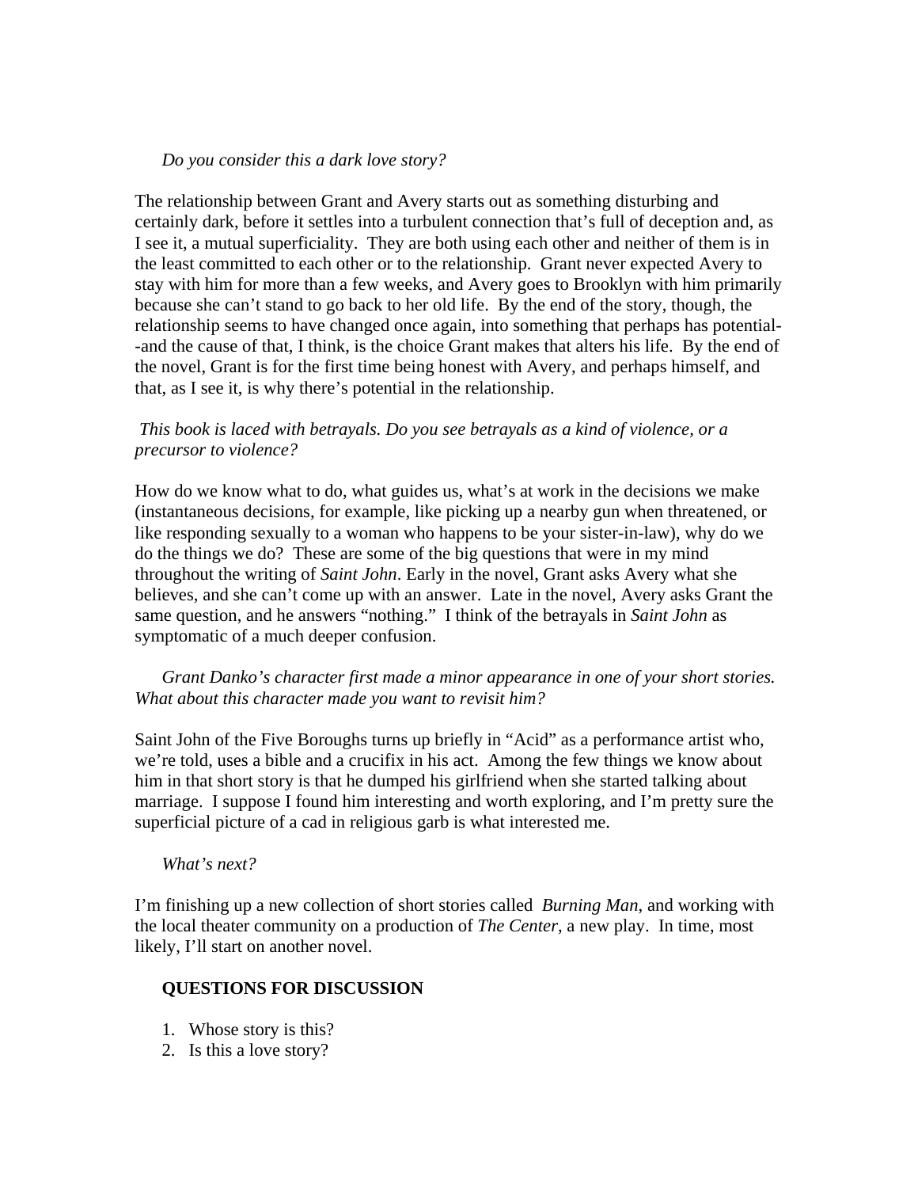*Do you consider this a dark love story?*

The relationship between Grant and Avery starts out as something disturbing and certainly dark, before it settles into a turbulent connection that's full of deception and, as I see it, a mutual superficiality. They are both using each other and neither of them is in the least committed to each other or to the relationship. Grant never expected Avery to stay with him for more than a few weeks, and Avery goes to Brooklyn with him primarily because she can't stand to go back to her old life. By the end of the story, though, the relationship seems to have changed once again, into something that perhaps has potential--and the cause of that, I think, is the choice Grant makes that alters his life. By the end of the novel, Grant is for the first time being honest with Avery, and perhaps himself, and that, as I see it, is why there's potential in the relationship.

*This book is laced with betrayals. Do you see betrayals as a kind of violence, or a precursor to violence?*

How do we know what to do, what guides us, what's at work in the decisions we make (instantaneous decisions, for example, like picking up a nearby gun when threatened, or like responding sexually to a woman who happens to be your sister-in-law), why do we do the things we do? These are some of the big questions that were in my mind throughout the writing of *Saint John*. Early in the novel, Grant asks Avery what she believes, and she can't come up with an answer. Late in the novel, Avery asks Grant the same question, and he answers "nothing." I think of the betrayals in *Saint John* as symptomatic of a much deeper confusion.

*Grant Danko's character first made a minor appearance in one of your short stories. What about this character made you want to revisit him?*

Saint John of the Five Boroughs turns up briefly in "Acid" as a performance artist who, we're told, uses a bible and a crucifix in his act. Among the few things we know about him in that short story is that he dumped his girlfriend when she started talking about marriage. I suppose I found him interesting and worth exploring, and I'm pretty sure the superficial picture of a cad in religious garb is what interested me.

*What's next?*

I'm finishing up a new collection of short stories called *Burning Man*, and working with the local theater community on a production of *The Center*, a new play. In time, most likely, I'll start on another novel.

## QUESTIONS FOR DISCUSSION

1. Whose story is this?
2. Is this a love story?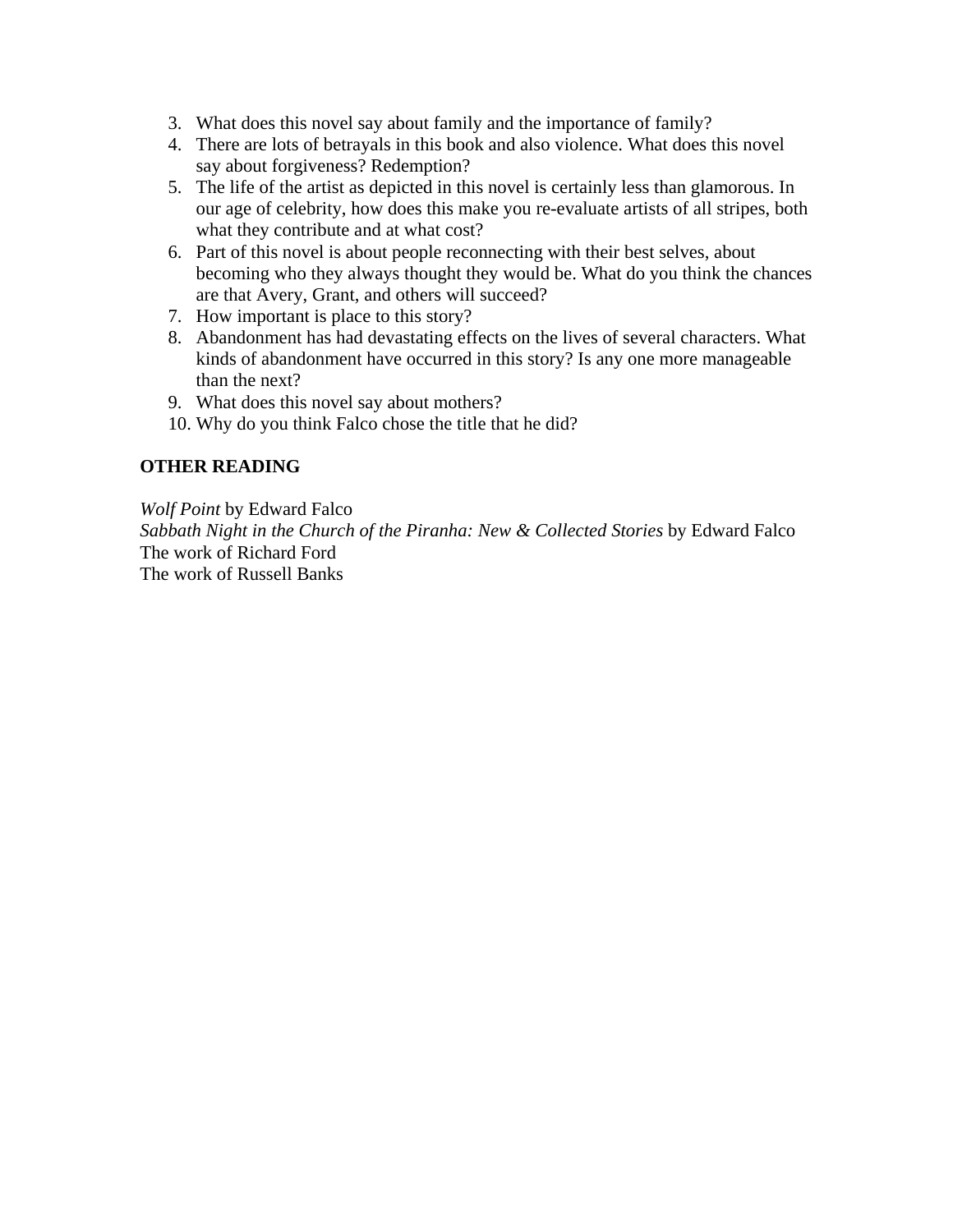3. What does this novel say about family and the importance of family?
4. There are lots of betrayals in this book and also violence. What does this novel say about forgiveness? Redemption?
5. The life of the artist as depicted in this novel is certainly less than glamorous. In our age of celebrity, how does this make you re-evaluate artists of all stripes, both what they contribute and at what cost?
6. Part of this novel is about people reconnecting with their best selves, about becoming who they always thought they would be. What do you think the chances are that Avery, Grant, and others will succeed?
7. How important is place to this story?
8. Abandonment has had devastating effects on the lives of several characters. What kinds of abandonment have occurred in this story? Is any one more manageable than the next?
9. What does this novel say about mothers?
10. Why do you think Falco chose the title that he did?

**OTHER READING**

*Wolf Point* by Edward Falco
*Sabbath Night in the Church of the Piranha: New & Collected Stories* by Edward Falco
The work of Richard Ford
The work of Russell Banks